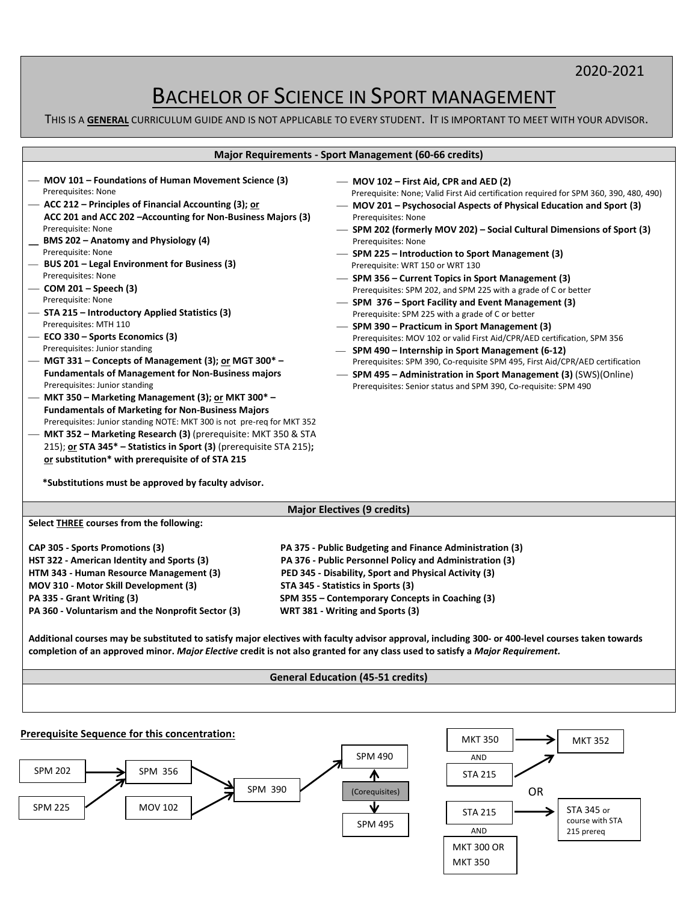2020-2021

# BACHELOR OF SCIENCE IN SPORT MANAGEMENT

THIS IS A **GENERAL** CURRICULUM GUIDE AND IS NOT APPLICABLE TO EVERY STUDENT. IT IS IMPORTANT TO MEET WITH YOUR ADVISOR.

## Major Requirements - Sport Management (60-66 credits)

- **MOV 101 – Foundations of Human Movement Science (3)**
  Prerequisites: None
- **ACC 212 – Principles of Financial Accounting (3); or ACC 201 and ACC 202 –Accounting for Non-Business Majors (3)**
  Prerequisite: None
- **BMS 202 – Anatomy and Physiology (4)**
  Prerequisite: None
- **BUS 201 – Legal Environment for Business (3)**
  Prerequisites: None
- **COM 201 – Speech (3)**
  Prerequisite: None
- **STA 215 – Introductory Applied Statistics (3)**
  Prerequisites: MTH 110
- **ECO 330 – Sports Economics (3)**
  Prerequisites: Junior standing
- **MGT 331 – Concepts of Management (3); or MGT 300* – Fundamentals of Management for Non-Business majors**
  Prerequisites: Junior standing
- **MKT 350 – Marketing Management (3); or MKT 300* – Fundamentals of Marketing for Non-Business Majors**
  Prerequisites: Junior standing NOTE: MKT 300 is not pre-req for MKT 352
- **MKT 352 – Marketing Research (3)** (prerequisite: MKT 350 & STA 215); **or STA 345* – Statistics in Sport (3)** (prerequisite STA 215)**; or substitution* with prerequisite of of STA 215**

**\*Substitutions must be approved by faculty advisor.**

- **MOV 102 – First Aid, CPR and AED (2)**
  Prerequisite: None; Valid First Aid certification required for SPM 360, 390, 480, 490)
- **MOV 201 – Psychosocial Aspects of Physical Education and Sport (3)**
  Prerequisites: None
- **SPM 202 (formerly MOV 202) – Social Cultural Dimensions of Sport (3)**
  Prerequisites: None
- **SPM 225 – Introduction to Sport Management (3)**
  Prerequisite: WRT 150 or WRT 130
- **SPM 356 – Current Topics in Sport Management (3)**
  Prerequisites: SPM 202, and SPM 225 with a grade of C or better
- **SPM 376 – Sport Facility and Event Management (3)**
  Prerequisite: SPM 225 with a grade of C or better
- **SPM 390 – Practicum in Sport Management (3)**
  Prerequisites: MOV 102 or valid First Aid/CPR/AED certification, SPM 356
- **SPM 490 – Internship in Sport Management (6-12)**
  Prerequisites: SPM 390, Co-requisite SPM 495, First Aid/CPR/AED certification
- **SPM 495 – Administration in Sport Management (3)** (SWS)(Online)
  Prerequisites: Senior status and SPM 390, Co-requisite: SPM 490

## Major Electives (9 credits)

**Select THREE courses from the following:**

**CAP 305 - Sports Promotions (3)**
**HST 322 - American Identity and Sports (3)**
**HTM 343 - Human Resource Management (3)**
**MOV 310 - Motor Skill Development (3)**
**PA 335 - Grant Writing (3)**
**PA 360 - Voluntarism and the Nonprofit Sector (3)**
**PA 375 - Public Budgeting and Finance Administration (3)**
**PA 376 - Public Personnel Policy and Administration (3)**
**PED 345 - Disability, Sport and Physical Activity (3)**
**STA 345 - Statistics in Sports (3)**
**SPM 355 – Contemporary Concepts in Coaching (3)**
**WRT 381 - Writing and Sports (3)**

**Additional courses may be substituted to satisfy major electives with faculty advisor approval, including 300- or 400-level courses taken towards completion of an approved minor. *Major Elective* credit is not also granted for any class used to satisfy a *Major Requirement.***

## General Education (45-51 credits)

**Prerequisite Sequence for this concentration:**

- SPM 202 → SPM 356
- SPM 225 → SPM 356
- SPM 356 → SPM 390
- MOV 102 → SPM 390
- SPM 390 → SPM 490
- SPM 490 and SPM 495 (Corequisites)

- MKT 350 AND STA 215 → MKT 352

OR

- STA 215 AND MKT 300 OR MKT 350 → STA 345 or course with STA 215 prereq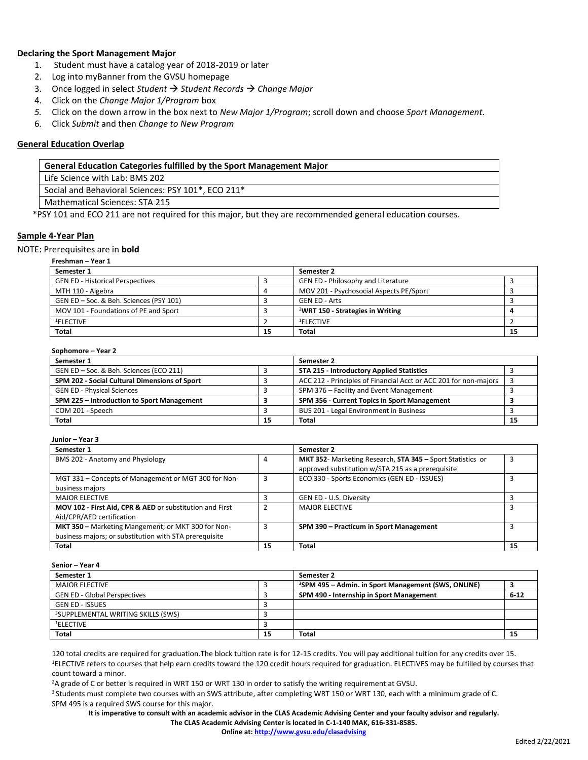## Declaring the Sport Management Major

1. Student must have a catalog year of 2018-2019 or later
2. Log into myBanner from the GVSU homepage
3. Once logged in select *Student* → *Student Records* → *Change Major*
4. Click on the *Change Major 1/Program* box
5. Click on the down arrow in the box next to *New Major 1/Program*; scroll down and choose *Sport Management.*
6. Click *Submit* and then *Change to New Program*

## General Education Overlap

| General Education Categories fulfilled by the Sport Management Major |
|---|
| Life Science with Lab: BMS 202 |
| Social and Behavioral Sciences: PSY 101*, ECO 211* |
| Mathematical Sciences: STA 215 |

*PSY 101 and ECO 211 are not required for this major, but they are recommended general education courses.

## Sample 4-Year Plan

NOTE: Prerequisites are in **bold**

**Freshman – Year 1**

| Semester 1 | | Semester 2 | |
|---|---|---|---|
| GEN ED - Historical Perspectives | 3 | GEN ED - Philosophy and Literature | 3 |
| MTH 110 - Algebra | 4 | MOV 201 - Psychosocial Aspects PE/Sport | 3 |
| GEN ED – Soc. & Beh. Sciences (PSY 101) | 3 | GEN ED - Arts | 3 |
| MOV 101 - Foundations of PE and Sport | 3 | [2]**WRT 150 - Strategies in Writing** | **4** |
| [1]ELECTIVE | 2 | [1]ELECTIVE | 2 |
| **Total** | **15** | **Total** | **15** |

**Sophomore – Year 2**

| Semester 1 | | Semester 2 | |
|---|---|---|---|
| GEN ED – Soc. & Beh. Sciences (ECO 211) | 3 | **STA 215 - Introductory Applied Statistics** | 3 |
| **SPM 202 - Social Cultural Dimensions of Sport** | 3 | ACC 212 - Principles of Financial Acct or ACC 201 for non-majors | 3 |
| GEN ED - Physical Sciences | 3 | SPM 376 – Facility and Event Management | 3 |
| **SPM 225 – Introduction to Sport Management** | **3** | **SPM 356 - Current Topics in Sport Management** | **3** |
| COM 201 - Speech | 3 | BUS 201 - Legal Environment in Business | 3 |
| **Total** | **15** | **Total** | **15** |

**Junior – Year 3**

| Semester 1 | | Semester 2 | |
|---|---|---|---|
| BMS 202 - Anatomy and Physiology | 4 | **MKT 352**- Marketing Research, **STA 345 –** Sport Statistics or approved substitution w/STA 215 as a prerequisite | 3 |
| MGT 331 – Concepts of Management or MGT 300 for Non-business majors | 3 | ECO 330 - Sports Economics (GEN ED - ISSUES) | 3 |
| MAJOR ELECTIVE | 3 | GEN ED - U.S. Diversity | 3 |
| **MOV 102 - First Aid, CPR & AED** or substitution and First Aid/CPR/AED certification | 2 | MAJOR ELECTIVE | 3 |
| **MKT 350** – Marketing Mangement; or MKT 300 for Non-business majors; or substitution with STA prerequisite | 3 | **SPM 390 – Practicum in Sport Management** | 3 |
| **Total** | **15** | **Total** | **15** |

**Senior – Year 4**

| Semester 1 | | Semester 2 | |
|---|---|---|---|
| MAJOR ELECTIVE | 3 | [3]**SPM 495 – Admin. in Sport Management (SWS, ONLINE)** | **3** |
| GEN ED - Global Perspectives | 3 | **SPM 490 - Internship in Sport Management** | **6-12** |
| GEN ED - ISSUES | 3 | | |
| [3]SUPPLEMENTAL WRITING SKILLS (SWS) | 3 | | |
| [1]ELECTIVE | 3 | | |
| **Total** | **15** | **Total** | **15** |

120 total credits are required for graduation.The block tuition rate is for 12-15 credits. You will pay additional tuition for any credits over 15.

[1]ELECTIVE refers to courses that help earn credits toward the 120 credit hours required for graduation. ELECTIVES may be fulfilled by courses that count toward a minor.

[2]A grade of C or better is required in WRT 150 or WRT 130 in order to satisfy the writing requirement at GVSU.

[3] Students must complete two courses with an SWS attribute, after completing WRT 150 or WRT 130, each with a minimum grade of C. SPM 495 is a required SWS course for this major.

**It is imperative to consult with an academic advisor in the CLAS Academic Advising Center and your faculty advisor and regularly.**
**The CLAS Academic Advising Center is located in C-1-140 MAK, 616-331-8585.**
**Online at: http://www.gvsu.edu/clasadvising**

Edited 2/22/2021